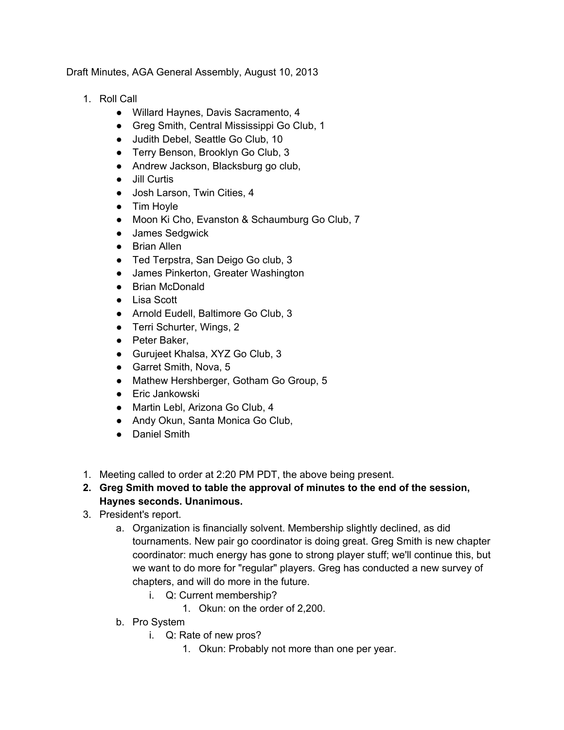Draft Minutes, AGA General Assembly, August 10, 2013

1. Roll Call
    - Willard Haynes, Davis Sacramento, 4
    - Greg Smith, Central Mississippi Go Club, 1
    - Judith Debel, Seattle Go Club, 10
    - Terry Benson, Brooklyn Go Club, 3
    - Andrew Jackson, Blacksburg go club,
    - Jill Curtis
    - Josh Larson, Twin Cities, 4
    - Tim Hoyle
    - Moon Ki Cho, Evanston & Schaumburg Go Club, 7
    - James Sedgwick
    - Brian Allen
    - Ted Terpstra, San Deigo Go club, 3
    - James Pinkerton, Greater Washington
    - Brian McDonald
    - Lisa Scott
    - Arnold Eudell, Baltimore Go Club, 3
    - Terri Schurter, Wings, 2
    - Peter Baker,
    - Gurujeet Khalsa, XYZ Go Club, 3
    - Garret Smith, Nova, 5
    - Mathew Hershberger, Gotham Go Group, 5
    - Eric Jankowski
    - Martin Lebl, Arizona Go Club, 4
    - Andy Okun, Santa Monica Go Club,
    - Daniel Smith

1. Meeting called to order at 2:20 PM PDT, the above being present.
2. **Greg Smith moved to table the approval of minutes to the end of the session, Haynes seconds. Unanimous.**
3. President's report.
    a. Organization is financially solvent. Membership slightly declined, as did tournaments. New pair go coordinator is doing great. Greg Smith is new chapter coordinator: much energy has gone to strong player stuff; we'll continue this, but we want to do more for "regular" players. Greg has conducted a new survey of chapters, and will do more in the future.
        i. Q: Current membership?
            1. Okun: on the order of 2,200.
    b. Pro System
        i. Q: Rate of new pros?
            1. Okun: Probably not more than one per year.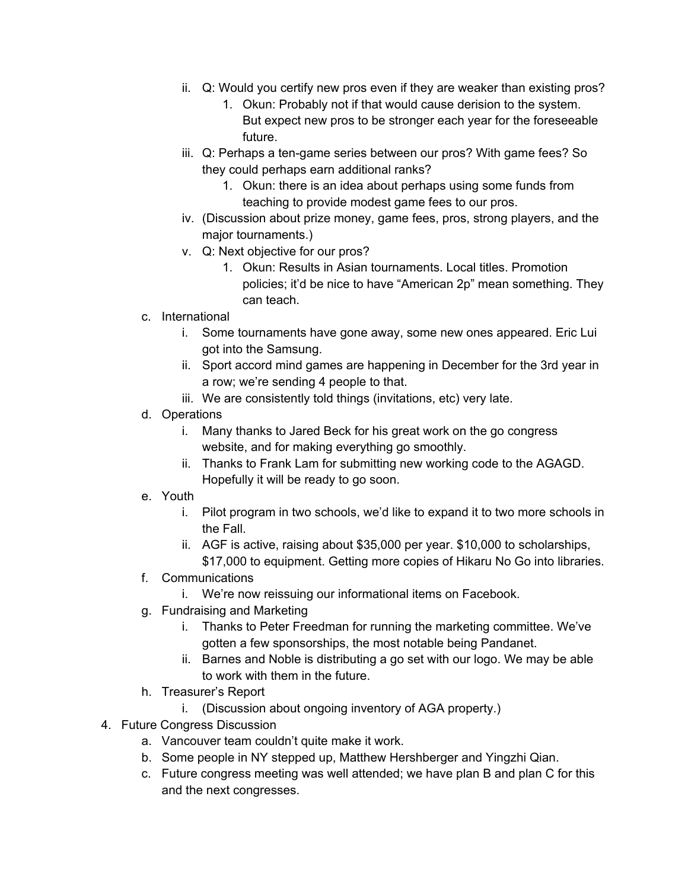- ii. Q: Would you certify new pros even if they are weaker than existing pros?
     1. Okun: Probably not if that would cause derision to the system. But expect new pros to be stronger each year for the foreseeable future.
   - iii. Q: Perhaps a ten-game series between our pros? With game fees? So they could perhaps earn additional ranks?
     1. Okun: there is an idea about perhaps using some funds from teaching to provide modest game fees to our pros.
   - iv. (Discussion about prize money, game fees, pros, strong players, and the major tournaments.)
   - v. Q: Next objective for our pros?
     1. Okun: Results in Asian tournaments. Local titles. Promotion policies; it'd be nice to have "American 2p" mean something. They can teach.

- c. International
  - i. Some tournaments have gone away, some new ones appeared. Eric Lui got into the Samsung.
  - ii. Sport accord mind games are happening in December for the 3rd year in a row; we're sending 4 people to that.
  - iii. We are consistently told things (invitations, etc) very late.
- d. Operations
  - i. Many thanks to Jared Beck for his great work on the go congress website, and for making everything go smoothly.
  - ii. Thanks to Frank Lam for submitting new working code to the AGAGD. Hopefully it will be ready to go soon.
- e. Youth
  - i. Pilot program in two schools, we'd like to expand it to two more schools in the Fall.
  - ii. AGF is active, raising about $35,000 per year. $10,000 to scholarships, $17,000 to equipment. Getting more copies of Hikaru No Go into libraries.
- f. Communications
  - i. We're now reissuing our informational items on Facebook.
- g. Fundraising and Marketing
  - i. Thanks to Peter Freedman for running the marketing committee. We've gotten a few sponsorships, the most notable being Pandanet.
  - ii. Barnes and Noble is distributing a go set with our logo. We may be able to work with them in the future.
- h. Treasurer's Report
  - i. (Discussion about ongoing inventory of AGA property.)

4. Future Congress Discussion
   - a. Vancouver team couldn't quite make it work.
   - b. Some people in NY stepped up, Matthew Hershberger and Yingzhi Qian.
   - c. Future congress meeting was well attended; we have plan B and plan C for this and the next congresses.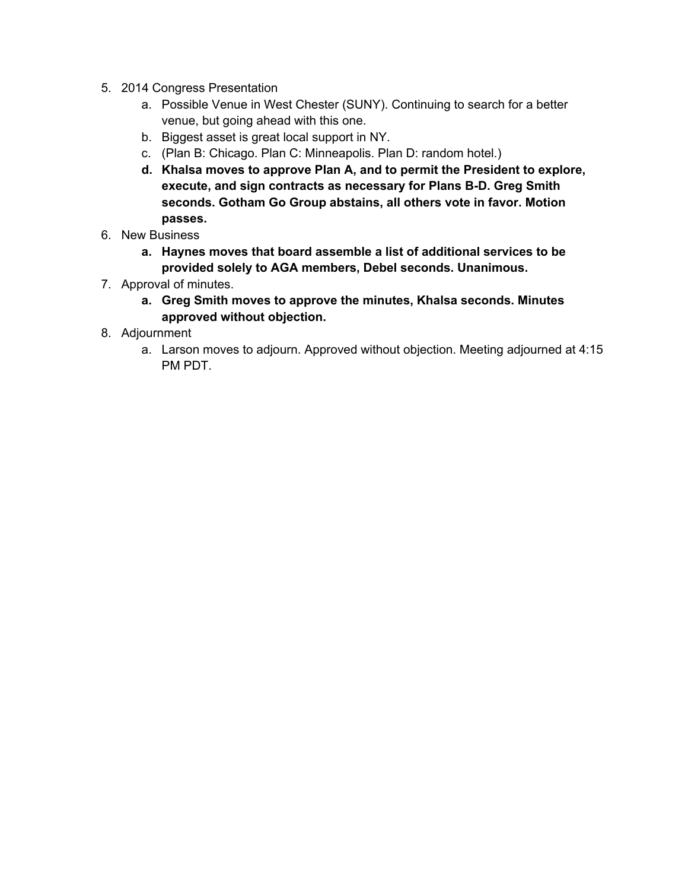5. 2014 Congress Presentation
    a. Possible Venue in West Chester (SUNY). Continuing to search for a better venue, but going ahead with this one.
    b. Biggest asset is great local support in NY.
    c. (Plan B: Chicago. Plan C: Minneapolis. Plan D: random hotel.)
    d. **Khalsa moves to approve Plan A, and to permit the President to explore, execute, and sign contracts as necessary for Plans B-D. Greg Smith seconds. Gotham Go Group abstains, all others vote in favor. Motion passes.**
6. New Business
    a. **Haynes moves that board assemble a list of additional services to be provided solely to AGA members, Debel seconds. Unanimous.**
7. Approval of minutes.
    a. **Greg Smith moves to approve the minutes, Khalsa seconds. Minutes approved without objection.**
8. Adjournment
    a. Larson moves to adjourn. Approved without objection. Meeting adjourned at 4:15 PM PDT.